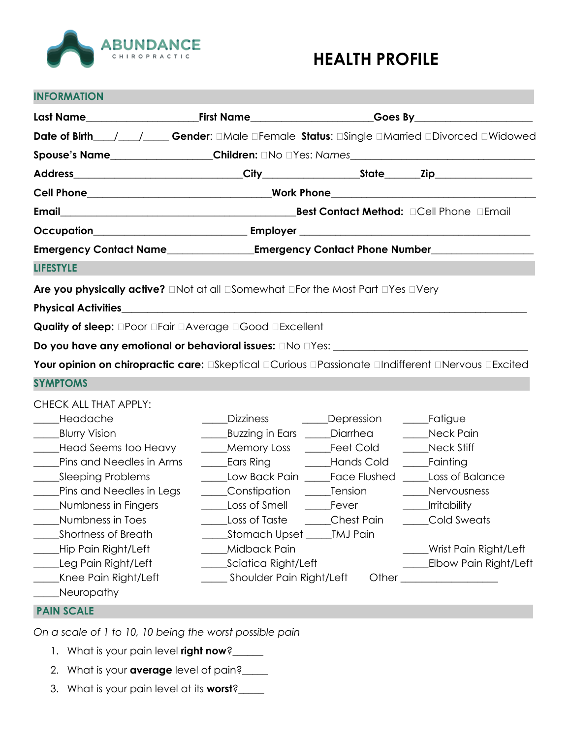ABUNDANCE
CHIROPRACTIC

# HEALTH PROFILE

## INFORMATION

**Last Name**____________________ **First Name**_____________________ **Goes By**_____________________

**Date of Birth**___/___/____ **Gender**: ☐Male ☐Female **Status**: ☐Single ☐Married ☐Divorced ☐Widowed

**Spouse's Name**_________________ **Children:** ☐No ☐Yes: *Names*_________________________________

**Address**______________________________ **City**________________ **State**______ **Zip**________________

**Cell Phone**__________________________________ **Work Phone**___________________________________

**Email**____________________________________________ **Best Contact Method:** ☐Cell Phone ☐Email

**Occupation**___________________________ **Employer** _________________________________________

**Emergency Contact Name**_______________ **Emergency Contact Phone Number**_________________

## LIFESTYLE

**Are you physically active?** ☐Not at all ☐Somewhat ☐For the Most Part ☐Yes ☐Very

**Physical Activities**_________________________________________________________________________

**Quality of sleep:** ☐Poor ☐Fair ☐Average ☐Good ☐Excellent

**Do you have any emotional or behavioral issues:** ☐No ☐Yes: ____________________________________

**Your opinion on chiropractic care:** ☐Skeptical ☐Curious ☐Passionate ☐Indifferent ☐Nervous ☐Excited

## SYMPTOMS

CHECK ALL THAT APPLY:

| | | | |
|---|---|---|---|
| _____Headache | _____Dizziness | _____Depression | _____Fatigue |
| _____Blurry Vision | _____Buzzing in Ears | _____Diarrhea | _____Neck Pain |
| _____Head Seems too Heavy | _____Memory Loss | _____Feet Cold | _____Neck Stiff |
| _____Pins and Needles in Arms | _____Ears Ring | _____Hands Cold | _____Fainting |
| _____Sleeping Problems | _____Low Back Pain | _____Face Flushed | _____Loss of Balance |
| _____Pins and Needles in Legs | _____Constipation | _____Tension | _____Nervousness |
| _____Numbness in Fingers | _____Loss of Smell | _____Fever | _____Irritability |
| _____Numbness in Toes | _____Loss of Taste | _____Chest Pain | _____Cold Sweats |
| _____Shortness of Breath | _____Stomach Upset | _____TMJ Pain | |
| _____Hip Pain Right/Left | _____Midback Pain | | _____Wrist Pain Right/Left |
| _____Leg Pain Right/Left | _____Sciatica Right/Left | | _____Elbow Pain Right/Left |
| _____Knee Pain Right/Left | _____ Shoulder Pain Right/Left | Other __________________ | |
| _____Neuropathy | | | |

## PAIN SCALE

*On a scale of 1 to 10, 10 being the worst possible pain*

1. What is your pain level **right now**?______
2. What is your **average** level of pain?_____
3. What is your pain level at its **worst**?_____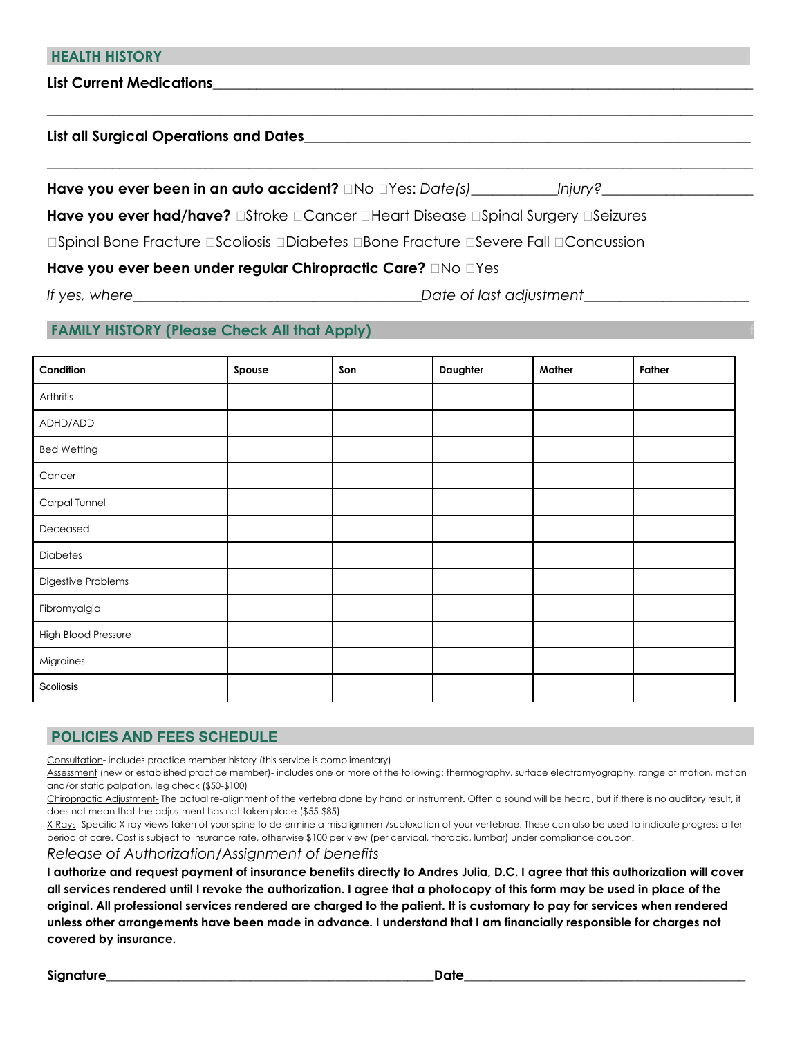## HEALTH HISTORY

**List Current Medications**______________________________________________________________________

______________________________________________________________________________________________

**List all Surgical Operations and Dates**______________________________________________________________

______________________________________________________________________________________________

**Have you ever been in an auto accident?** ☐No ☐Yes: *Date(s)*___________*Injury?*____________________

**Have you ever had/have?** ☐Stroke ☐Cancer ☐Heart Disease ☐Spinal Surgery ☐Seizures

☐Spinal Bone Fracture ☐Scoliosis ☐Diabetes ☐Bone Fracture ☐Severe Fall ☐Concussion

**Have you ever been under regular Chiropractic Care?** ☐No ☐Yes

*If yes, where*_______________________________________*Date of last adjustment*_____________________

## FAMILY HISTORY (Please Check All that Apply)

| Condition | Spouse | Son | Daughter | Mother | Father |
|---|---|---|---|---|---|
| Arthritis | | | | | |
| ADHD/ADD | | | | | |
| Bed Wetting | | | | | |
| Cancer | | | | | |
| Carpal Tunnel | | | | | |
| Deceased | | | | | |
| Diabetes | | | | | |
| Digestive Problems | | | | | |
| Fibromyalgia | | | | | |
| High Blood Pressure | | | | | |
| Migraines | | | | | |
| Scoliosis | | | | | |

## POLICIES AND FEES SCHEDULE

Consultation- includes practice member history (this service is complimentary)

Assessment (new or established practice member)- includes one or more of the following: thermography, surface electromyography, range of motion, motion and/or static palpation, leg check ($50-$100)

Chiropractic Adjustment- The actual re-alignment of the vertebra done by hand or instrument. Often a sound will be heard, but if there is no auditory result, it does not mean that the adjustment has not taken place ($55-$85)

X-Rays- Specific X-ray views taken of your spine to determine a misalignment/subluxation of your vertebrae. These can also be used to indicate progress after period of care. Cost is subject to insurance rate, otherwise $100 per view (per cervical, thoracic, lumbar) under compliance coupon.

*Release of Authorization/Assignment of benefits*

**I authorize and request payment of insurance benefits directly to Andres Julia, D.C. I agree that this authorization will cover all services rendered until I revoke the authorization. I agree that a photocopy of this form may be used in place of the original. All professional services rendered are charged to the patient. It is customary to pay for services when rendered unless other arrangements have been made in advance. I understand that I am financially responsible for charges not covered by insurance.**

**Signature**_______________________________________________**Date**_______________________________________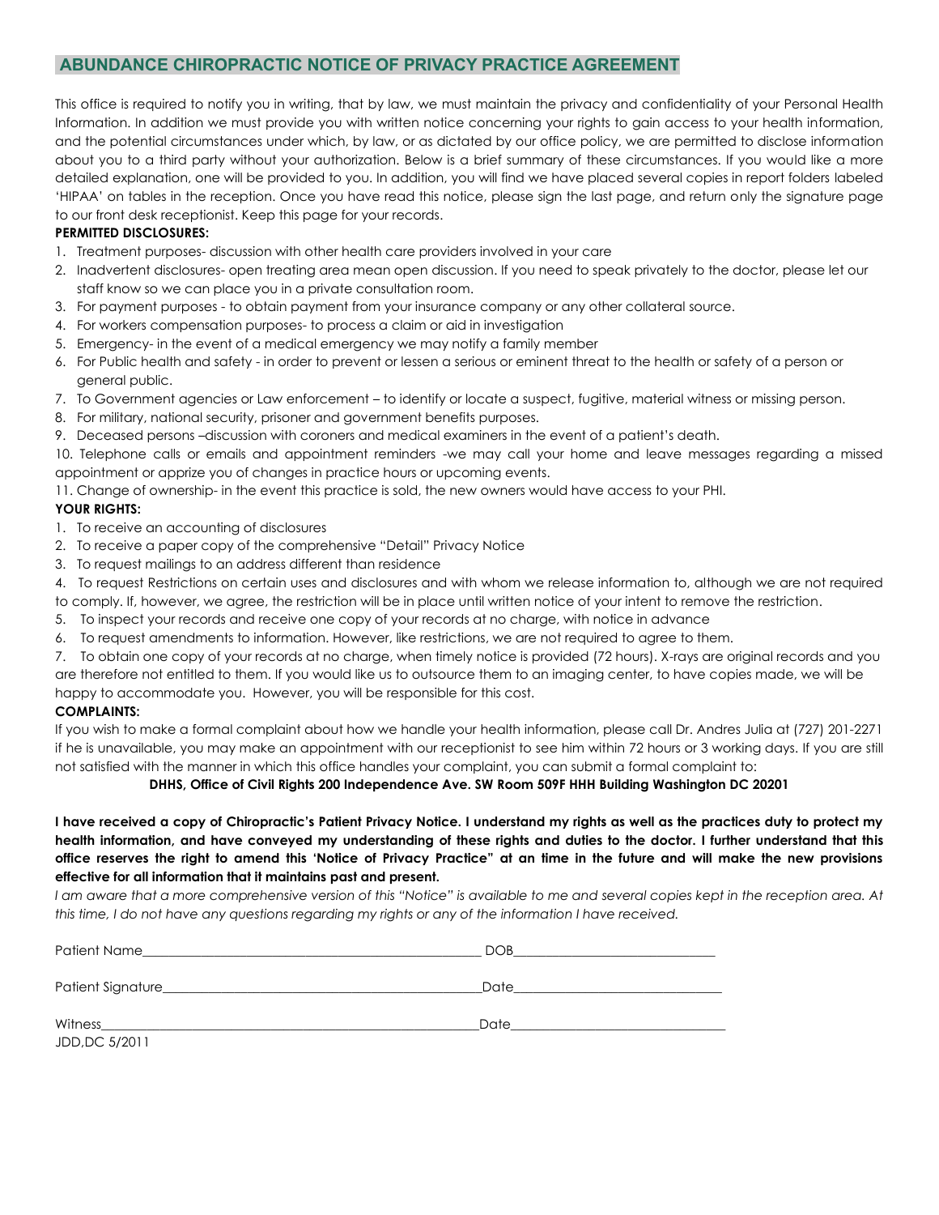## ABUNDANCE CHIROPRACTIC NOTICE OF PRIVACY PRACTICE AGREEMENT

This office is required to notify you in writing, that by law, we must maintain the privacy and confidentiality of your Personal Health Information. In addition we must provide you with written notice concerning your rights to gain access to your health information, and the potential circumstances under which, by law, or as dictated by our office policy, we are permitted to disclose information about you to a third party without your authorization. Below is a brief summary of these circumstances. If you would like a more detailed explanation, one will be provided to you. In addition, you will find we have placed several copies in report folders labeled 'HIPAA' on tables in the reception. Once you have read this notice, please sign the last page, and return only the signature page to our front desk receptionist. Keep this page for your records.

**PERMITTED DISCLOSURES:**

1. Treatment purposes- discussion with other health care providers involved in your care
2. Inadvertent disclosures- open treating area mean open discussion. If you need to speak privately to the doctor, please let our staff know so we can place you in a private consultation room.
3. For payment purposes - to obtain payment from your insurance company or any other collateral source.
4. For workers compensation purposes- to process a claim or aid in investigation
5. Emergency- in the event of a medical emergency we may notify a family member
6. For Public health and safety - in order to prevent or lessen a serious or eminent threat to the health or safety of a person or general public.
7. To Government agencies or Law enforcement – to identify or locate a suspect, fugitive, material witness or missing person.
8. For military, national security, prisoner and government benefits purposes.
9. Deceased persons –discussion with coroners and medical examiners in the event of a patient's death.
10. Telephone calls or emails and appointment reminders -we may call your home and leave messages regarding a missed appointment or apprize you of changes in practice hours or upcoming events.
11. Change of ownership- in the event this practice is sold, the new owners would have access to your PHI.

**YOUR RIGHTS:**

1. To receive an accounting of disclosures
2. To receive a paper copy of the comprehensive "Detail" Privacy Notice
3. To request mailings to an address different than residence
4. To request Restrictions on certain uses and disclosures and with whom we release information to, although we are not required to comply. If, however, we agree, the restriction will be in place until written notice of your intent to remove the restriction.
5. To inspect your records and receive one copy of your records at no charge, with notice in advance
6. To request amendments to information. However, like restrictions, we are not required to agree to them.
7. To obtain one copy of your records at no charge, when timely notice is provided (72 hours). X-rays are original records and you are therefore not entitled to them. If you would like us to outsource them to an imaging center, to have copies made, we will be happy to accommodate you. However, you will be responsible for this cost.

**COMPLAINTS:**

If you wish to make a formal complaint about how we handle your health information, please call Dr. Andres Julia at (727) 201-2271 if he is unavailable, you may make an appointment with our receptionist to see him within 72 hours or 3 working days. If you are still not satisfied with the manner in which this office handles your complaint, you can submit a formal complaint to:

**DHHS, Office of Civil Rights 200 Independence Ave. SW Room 509F HHH Building Washington DC 20201**

**I have received a copy of Chiropractic's Patient Privacy Notice. I understand my rights as well as the practices duty to protect my health information, and have conveyed my understanding of these rights and duties to the doctor. I further understand that this office reserves the right to amend this 'Notice of Privacy Practice" at an time in the future and will make the new provisions effective for all information that it maintains past and present.**

*I am aware that a more comprehensive version of this "Notice" is available to me and several copies kept in the reception area. At this time, I do not have any questions regarding my rights or any of the information I have received.*

Patient Name\_\_\_\_\_\_\_\_\_\_\_\_\_\_\_\_\_\_\_\_\_\_\_\_\_\_\_\_\_\_\_\_\_\_\_\_\_\_\_\_\_\_\_\_ DOB\_\_\_\_\_\_\_\_\_\_\_\_\_\_\_\_\_\_\_\_\_\_\_\_\_\_\_\_

Patient Signature\_\_\_\_\_\_\_\_\_\_\_\_\_\_\_\_\_\_\_\_\_\_\_\_\_\_\_\_\_\_\_\_\_\_\_\_\_\_\_\_\_\_ Date\_\_\_\_\_\_\_\_\_\_\_\_\_\_\_\_\_\_\_\_\_\_\_\_\_\_\_\_

Witness\_\_\_\_\_\_\_\_\_\_\_\_\_\_\_\_\_\_\_\_\_\_\_\_\_\_\_\_\_\_\_\_\_\_\_\_\_\_\_\_\_\_\_\_\_\_\_\_\_ Date\_\_\_\_\_\_\_\_\_\_\_\_\_\_\_\_\_\_\_\_\_\_\_\_\_\_\_\_

JDD,DC 5/2011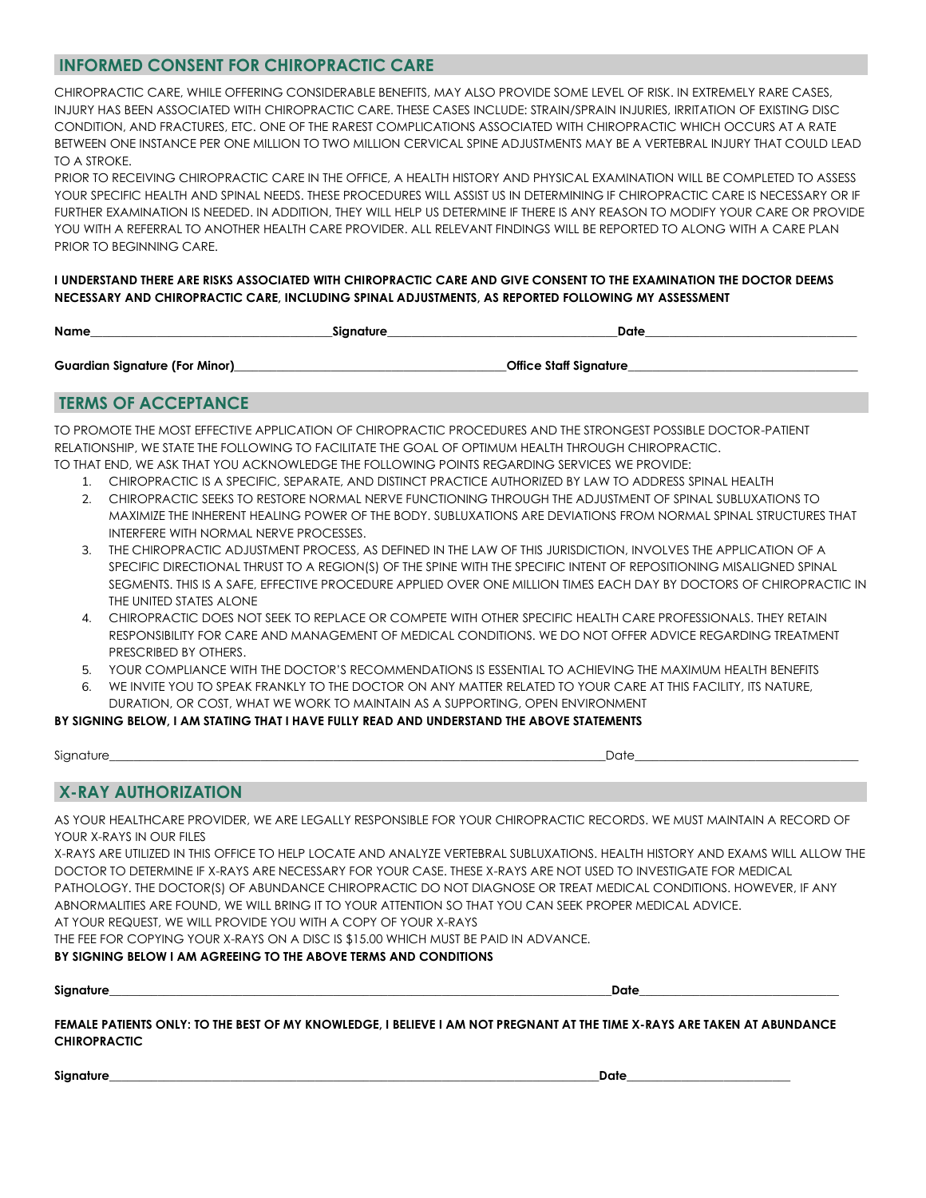## INFORMED CONSENT FOR CHIROPRACTIC CARE

CHIROPRACTIC CARE, WHILE OFFERING CONSIDERABLE BENEFITS, MAY ALSO PROVIDE SOME LEVEL OF RISK. IN EXTREMELY RARE CASES, INJURY HAS BEEN ASSOCIATED WITH CHIROPRACTIC CARE. THESE CASES INCLUDE: STRAIN/SPRAIN INJURIES, IRRITATION OF EXISTING DISC CONDITION, AND FRACTURES, ETC. ONE OF THE RAREST COMPLICATIONS ASSOCIATED WITH CHIROPRACTIC WHICH OCCURS AT A RATE BETWEEN ONE INSTANCE PER ONE MILLION TO TWO MILLION CERVICAL SPINE ADJUSTMENTS MAY BE A VERTEBRAL INJURY THAT COULD LEAD TO A STROKE.

PRIOR TO RECEIVING CHIROPRACTIC CARE IN THE OFFICE, A HEALTH HISTORY AND PHYSICAL EXAMINATION WILL BE COMPLETED TO ASSESS YOUR SPECIFIC HEALTH AND SPINAL NEEDS. THESE PROCEDURES WILL ASSIST US IN DETERMINING IF CHIROPRACTIC CARE IS NECESSARY OR IF FURTHER EXAMINATION IS NEEDED. IN ADDITION, THEY WILL HELP US DETERMINE IF THERE IS ANY REASON TO MODIFY YOUR CARE OR PROVIDE YOU WITH A REFERRAL TO ANOTHER HEALTH CARE PROVIDER. ALL RELEVANT FINDINGS WILL BE REPORTED TO ALONG WITH A CARE PLAN PRIOR TO BEGINNING CARE.

**I UNDERSTAND THERE ARE RISKS ASSOCIATED WITH CHIROPRACTIC CARE AND GIVE CONSENT TO THE EXAMINATION THE DOCTOR DEEMS NECESSARY AND CHIROPRACTIC CARE, INCLUDING SPINAL ADJUSTMENTS, AS REPORTED FOLLOWING MY ASSESSMENT**

**Name**\_\_\_\_\_\_\_\_\_\_\_\_\_\_\_\_\_\_\_\_ **Signature**\_\_\_\_\_\_\_\_\_\_\_\_\_\_\_\_\_\_\_\_ **Date**\_\_\_\_\_\_\_\_\_\_\_\_\_\_\_\_\_\_\_\_

**Guardian Signature (For Minor)**\_\_\_\_\_\_\_\_\_\_\_\_\_\_\_\_\_\_\_\_ **Office Staff Signature**\_\_\_\_\_\_\_\_\_\_\_\_\_\_\_\_\_\_\_\_

## TERMS OF ACCEPTANCE

TO PROMOTE THE MOST EFFECTIVE APPLICATION OF CHIROPRACTIC PROCEDURES AND THE STRONGEST POSSIBLE DOCTOR-PATIENT RELATIONSHIP, WE STATE THE FOLLOWING TO FACILITATE THE GOAL OF OPTIMUM HEALTH THROUGH CHIROPRACTIC.
TO THAT END, WE ASK THAT YOU ACKNOWLEDGE THE FOLLOWING POINTS REGARDING SERVICES WE PROVIDE:

1. CHIROPRACTIC IS A SPECIFIC, SEPARATE, AND DISTINCT PRACTICE AUTHORIZED BY LAW TO ADDRESS SPINAL HEALTH
2. CHIROPRACTIC SEEKS TO RESTORE NORMAL NERVE FUNCTIONING THROUGH THE ADJUSTMENT OF SPINAL SUBLUXATIONS TO MAXIMIZE THE INHERENT HEALING POWER OF THE BODY. SUBLUXATIONS ARE DEVIATIONS FROM NORMAL SPINAL STRUCTURES THAT INTERFERE WITH NORMAL NERVE PROCESSES.
3. THE CHIROPRACTIC ADJUSTMENT PROCESS, AS DEFINED IN THE LAW OF THIS JURISDICTION, INVOLVES THE APPLICATION OF A SPECIFIC DIRECTIONAL THRUST TO A REGION(S) OF THE SPINE WITH THE SPECIFIC INTENT OF REPOSITIONING MISALIGNED SPINAL SEGMENTS. THIS IS A SAFE, EFFECTIVE PROCEDURE APPLIED OVER ONE MILLION TIMES EACH DAY BY DOCTORS OF CHIROPRACTIC IN THE UNITED STATES ALONE
4. CHIROPRACTIC DOES NOT SEEK TO REPLACE OR COMPETE WITH OTHER SPECIFIC HEALTH CARE PROFESSIONALS. THEY RETAIN RESPONSIBILITY FOR CARE AND MANAGEMENT OF MEDICAL CONDITIONS. WE DO NOT OFFER ADVICE REGARDING TREATMENT PRESCRIBED BY OTHERS.
5. YOUR COMPLIANCE WITH THE DOCTOR'S RECOMMENDATIONS IS ESSENTIAL TO ACHIEVING THE MAXIMUM HEALTH BENEFITS
6. WE INVITE YOU TO SPEAK FRANKLY TO THE DOCTOR ON ANY MATTER RELATED TO YOUR CARE AT THIS FACILITY, ITS NATURE, DURATION, OR COST, WHAT WE WORK TO MAINTAIN AS A SUPPORTING, OPEN ENVIRONMENT

**BY SIGNING BELOW, I AM STATING THAT I HAVE FULLY READ AND UNDERSTAND THE ABOVE STATEMENTS**

Signature\_\_\_\_\_\_\_\_\_\_\_\_\_\_\_\_\_\_\_\_ Date\_\_\_\_\_\_\_\_\_\_\_\_\_\_\_\_\_\_\_\_

## X-RAY AUTHORIZATION

AS YOUR HEALTHCARE PROVIDER, WE ARE LEGALLY RESPONSIBLE FOR YOUR CHIROPRACTIC RECORDS. WE MUST MAINTAIN A RECORD OF YOUR X-RAYS IN OUR FILES

X-RAYS ARE UTILIZED IN THIS OFFICE TO HELP LOCATE AND ANALYZE VERTEBRAL SUBLUXATIONS. HEALTH HISTORY AND EXAMS WILL ALLOW THE DOCTOR TO DETERMINE IF X-RAYS ARE NECESSARY FOR YOUR CASE. THESE X-RAYS ARE NOT USED TO INVESTIGATE FOR MEDICAL PATHOLOGY. THE DOCTOR(S) OF ABUNDANCE CHIROPRACTIC DO NOT DIAGNOSE OR TREAT MEDICAL CONDITIONS. HOWEVER, IF ANY ABNORMALITIES ARE FOUND, WE WILL BRING IT TO YOUR ATTENTION SO THAT YOU CAN SEEK PROPER MEDICAL ADVICE.
AT YOUR REQUEST, WE WILL PROVIDE YOU WITH A COPY OF YOUR X-RAYS
THE FEE FOR COPYING YOUR X-RAYS ON A DISC IS $15.00 WHICH MUST BE PAID IN ADVANCE.

**BY SIGNING BELOW I AM AGREEING TO THE ABOVE TERMS AND CONDITIONS**

**Signature**\_\_\_\_\_\_\_\_\_\_\_\_\_\_\_\_\_\_\_\_ **Date**\_\_\_\_\_\_\_\_\_\_\_\_\_\_\_\_\_\_\_\_

**FEMALE PATIENTS ONLY: TO THE BEST OF MY KNOWLEDGE, I BELIEVE I AM NOT PREGNANT AT THE TIME X-RAYS ARE TAKEN AT ABUNDANCE CHIROPRACTIC**

**Signature**\_\_\_\_\_\_\_\_\_\_\_\_\_\_\_\_\_\_\_\_ **Date**\_\_\_\_\_\_\_\_\_\_\_\_\_\_\_\_\_\_\_\_